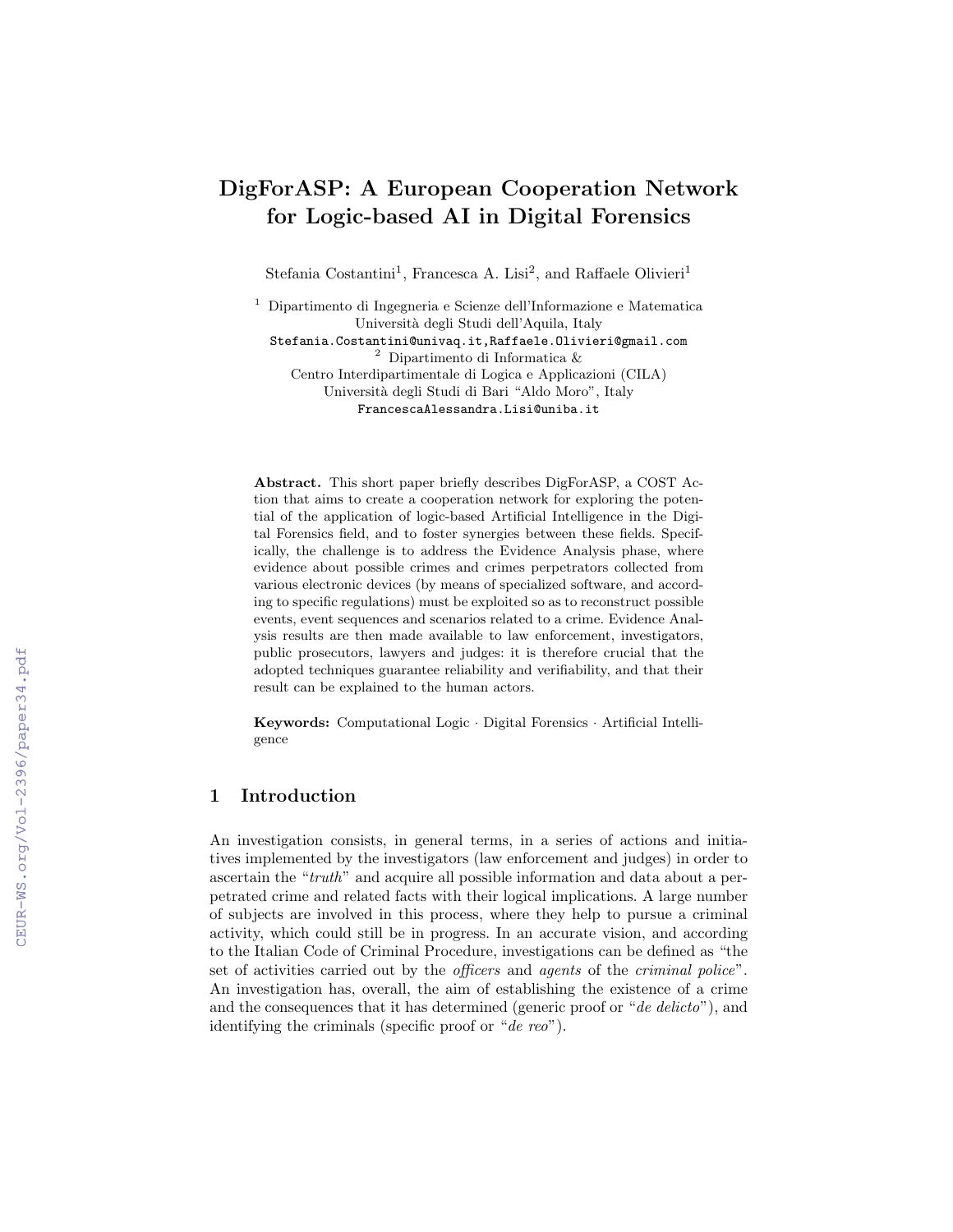# DigForASP: A European Cooperation Network for Logic-based AI in Digital Forensics

Stefania Costantini[1], Francesca A. Lisi[2], and Raffaele Olivieri[1]

[1] Dipartimento di Ingegneria e Scienze dell'Informazione e Matematica
Università degli Studi dell'Aquila, Italy
Stefania.Costantini@univaq.it,Raffaele.Olivieri@gmail.com

[2] Dipartimento di Informatica &
Centro Interdipartimentale di Logica e Applicazioni (CILA)
Università degli Studi di Bari "Aldo Moro", Italy
FrancescaAlessandra.Lisi@uniba.it

**Abstract.** This short paper briefly describes DigForASP, a COST Action that aims to create a cooperation network for exploring the potential of the application of logic-based Artificial Intelligence in the Digital Forensics field, and to foster synergies between these fields. Specifically, the challenge is to address the Evidence Analysis phase, where evidence about possible crimes and crimes perpetrators collected from various electronic devices (by means of specialized software, and according to specific regulations) must be exploited so as to reconstruct possible events, event sequences and scenarios related to a crime. Evidence Analysis results are then made available to law enforcement, investigators, public prosecutors, lawyers and judges: it is therefore crucial that the adopted techniques guarantee reliability and verifiability, and that their result can be explained to the human actors.

**Keywords:** Computational Logic · Digital Forensics · Artificial Intelligence

## 1 Introduction

An investigation consists, in general terms, in a series of actions and initiatives implemented by the investigators (law enforcement and judges) in order to ascertain the "*truth*" and acquire all possible information and data about a perpetrated crime and related facts with their logical implications. A large number of subjects are involved in this process, where they help to pursue a criminal activity, which could still be in progress. In an accurate vision, and according to the Italian Code of Criminal Procedure, investigations can be defined as "the set of activities carried out by the *officers* and *agents* of the *criminal police*". An investigation has, overall, the aim of establishing the existence of a crime and the consequences that it has determined (generic proof or "*de delicto*"), and identifying the criminals (specific proof or "*de reo*").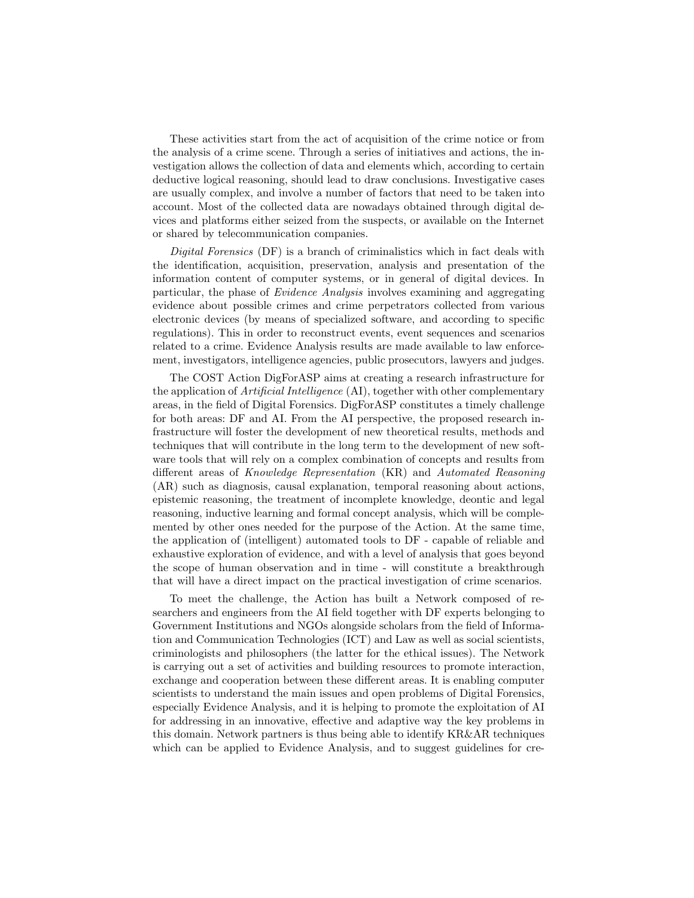These activities start from the act of acquisition of the crime notice or from the analysis of a crime scene. Through a series of initiatives and actions, the investigation allows the collection of data and elements which, according to certain deductive logical reasoning, should lead to draw conclusions. Investigative cases are usually complex, and involve a number of factors that need to be taken into account. Most of the collected data are nowadays obtained through digital devices and platforms either seized from the suspects, or available on the Internet or shared by telecommunication companies.

*Digital Forensics* (DF) is a branch of criminalistics which in fact deals with the identification, acquisition, preservation, analysis and presentation of the information content of computer systems, or in general of digital devices. In particular, the phase of *Evidence Analysis* involves examining and aggregating evidence about possible crimes and crime perpetrators collected from various electronic devices (by means of specialized software, and according to specific regulations). This in order to reconstruct events, event sequences and scenarios related to a crime. Evidence Analysis results are made available to law enforcement, investigators, intelligence agencies, public prosecutors, lawyers and judges.

The COST Action DigForASP aims at creating a research infrastructure for the application of *Artificial Intelligence* (AI), together with other complementary areas, in the field of Digital Forensics. DigForASP constitutes a timely challenge for both areas: DF and AI. From the AI perspective, the proposed research infrastructure will foster the development of new theoretical results, methods and techniques that will contribute in the long term to the development of new software tools that will rely on a complex combination of concepts and results from different areas of *Knowledge Representation* (KR) and *Automated Reasoning* (AR) such as diagnosis, causal explanation, temporal reasoning about actions, epistemic reasoning, the treatment of incomplete knowledge, deontic and legal reasoning, inductive learning and formal concept analysis, which will be complemented by other ones needed for the purpose of the Action. At the same time, the application of (intelligent) automated tools to DF - capable of reliable and exhaustive exploration of evidence, and with a level of analysis that goes beyond the scope of human observation and in time - will constitute a breakthrough that will have a direct impact on the practical investigation of crime scenarios.

To meet the challenge, the Action has built a Network composed of researchers and engineers from the AI field together with DF experts belonging to Government Institutions and NGOs alongside scholars from the field of Information and Communication Technologies (ICT) and Law as well as social scientists, criminologists and philosophers (the latter for the ethical issues). The Network is carrying out a set of activities and building resources to promote interaction, exchange and cooperation between these different areas. It is enabling computer scientists to understand the main issues and open problems of Digital Forensics, especially Evidence Analysis, and it is helping to promote the exploitation of AI for addressing in an innovative, effective and adaptive way the key problems in this domain. Network partners is thus being able to identify KR&AR techniques which can be applied to Evidence Analysis, and to suggest guidelines for cre-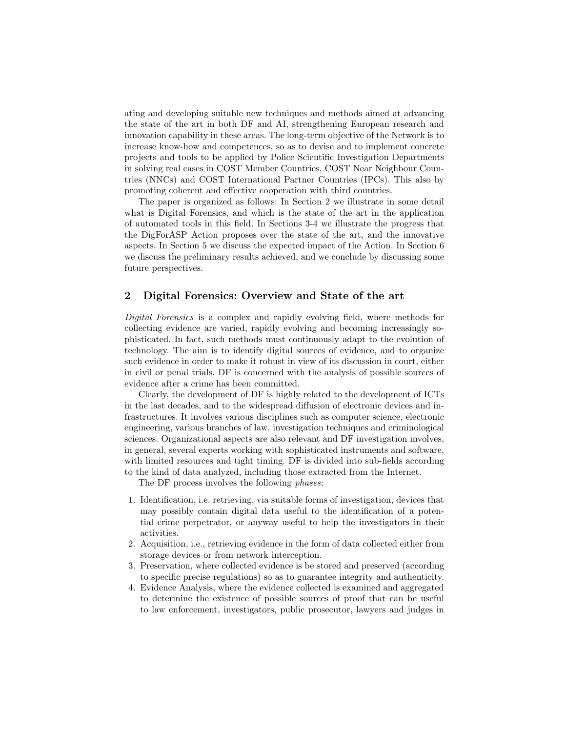ating and developing suitable new techniques and methods aimed at advancing the state of the art in both DF and AI, strengthening European research and innovation capability in these areas. The long-term objective of the Network is to increase know-how and competences, so as to devise and to implement concrete projects and tools to be applied by Police Scientific Investigation Departments in solving real cases in COST Member Countries, COST Near Neighbour Countries (NNCs) and COST International Partner Countries (IPCs). This also by promoting coherent and effective cooperation with third countries.

The paper is organized as follows: In Section 2 we illustrate in some detail what is Digital Forensics, and which is the state of the art in the application of automated tools in this field. In Sections 3-4 we illustrate the progress that the DigForASP Action proposes over the state of the art, and the innovative aspects. In Section 5 we discuss the expected impact of the Action. In Section 6 we discuss the preliminary results achieved, and we conclude by discussing some future perspectives.

## 2 Digital Forensics: Overview and State of the art

*Digital Forensics* is a complex and rapidly evolving field, where methods for collecting evidence are varied, rapidly evolving and becoming increasingly sophisticated. In fact, such methods must continuously adapt to the evolution of technology. The aim is to identify digital sources of evidence, and to organize such evidence in order to make it robust in view of its discussion in court, either in civil or penal trials. DF is concerned with the analysis of possible sources of evidence after a crime has been committed.

Clearly, the development of DF is highly related to the development of ICTs in the last decades, and to the widespread diffusion of electronic devices and infrastructures. It involves various disciplines such as computer science, electronic engineering, various branches of law, investigation techniques and criminological sciences. Organizational aspects are also relevant and DF investigation involves, in general, several experts working with sophisticated instruments and software, with limited resources and tight timing. DF is divided into sub-fields according to the kind of data analyzed, including those extracted from the Internet.

The DF process involves the following *phases*:

1. Identification, i.e. retrieving, via suitable forms of investigation, devices that may possibly contain digital data useful to the identification of a potential crime perpetrator, or anyway useful to help the investigators in their activities.
2. Acquisition, i.e., retrieving evidence in the form of data collected either from storage devices or from network interception.
3. Preservation, where collected evidence is be stored and preserved (according to specific precise regulations) so as to guarantee integrity and authenticity.
4. Evidence Analysis, where the evidence collected is examined and aggregated to determine the existence of possible sources of proof that can be useful to law enforcement, investigators, public prosecutor, lawyers and judges in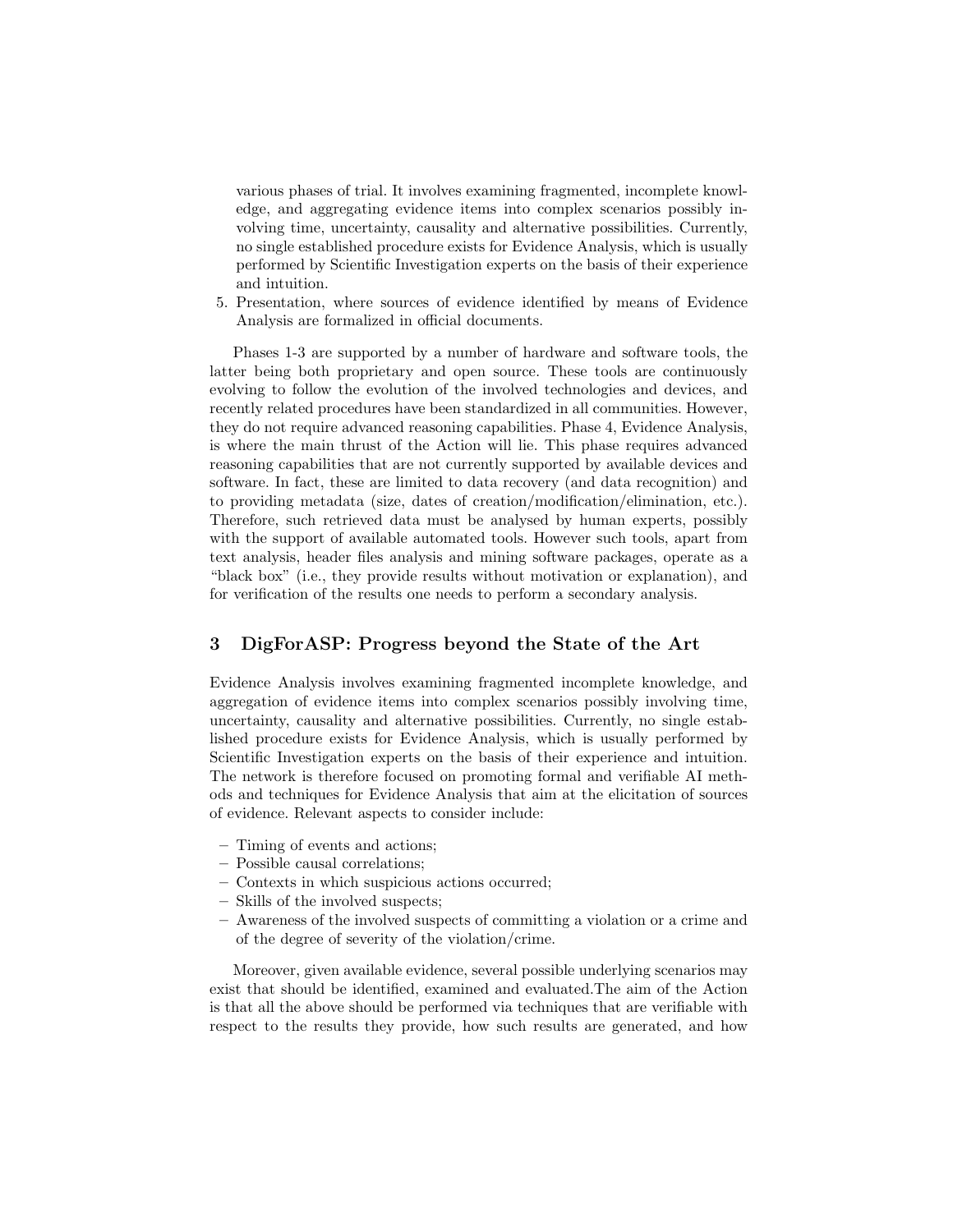various phases of trial. It involves examining fragmented, incomplete knowledge, and aggregating evidence items into complex scenarios possibly involving time, uncertainty, causality and alternative possibilities. Currently, no single established procedure exists for Evidence Analysis, which is usually performed by Scientific Investigation experts on the basis of their experience and intuition.

5. Presentation, where sources of evidence identified by means of Evidence Analysis are formalized in official documents.

Phases 1-3 are supported by a number of hardware and software tools, the latter being both proprietary and open source. These tools are continuously evolving to follow the evolution of the involved technologies and devices, and recently related procedures have been standardized in all communities. However, they do not require advanced reasoning capabilities. Phase 4, Evidence Analysis, is where the main thrust of the Action will lie. This phase requires advanced reasoning capabilities that are not currently supported by available devices and software. In fact, these are limited to data recovery (and data recognition) and to providing metadata (size, dates of creation/modification/elimination, etc.). Therefore, such retrieved data must be analysed by human experts, possibly with the support of available automated tools. However such tools, apart from text analysis, header files analysis and mining software packages, operate as a "black box" (i.e., they provide results without motivation or explanation), and for verification of the results one needs to perform a secondary analysis.

## 3 DigForASP: Progress beyond the State of the Art

Evidence Analysis involves examining fragmented incomplete knowledge, and aggregation of evidence items into complex scenarios possibly involving time, uncertainty, causality and alternative possibilities. Currently, no single established procedure exists for Evidence Analysis, which is usually performed by Scientific Investigation experts on the basis of their experience and intuition. The network is therefore focused on promoting formal and verifiable AI methods and techniques for Evidence Analysis that aim at the elicitation of sources of evidence. Relevant aspects to consider include:

- Timing of events and actions;
- Possible causal correlations;
- Contexts in which suspicious actions occurred;
- Skills of the involved suspects;
- Awareness of the involved suspects of committing a violation or a crime and of the degree of severity of the violation/crime.

Moreover, given available evidence, several possible underlying scenarios may exist that should be identified, examined and evaluated.The aim of the Action is that all the above should be performed via techniques that are verifiable with respect to the results they provide, how such results are generated, and how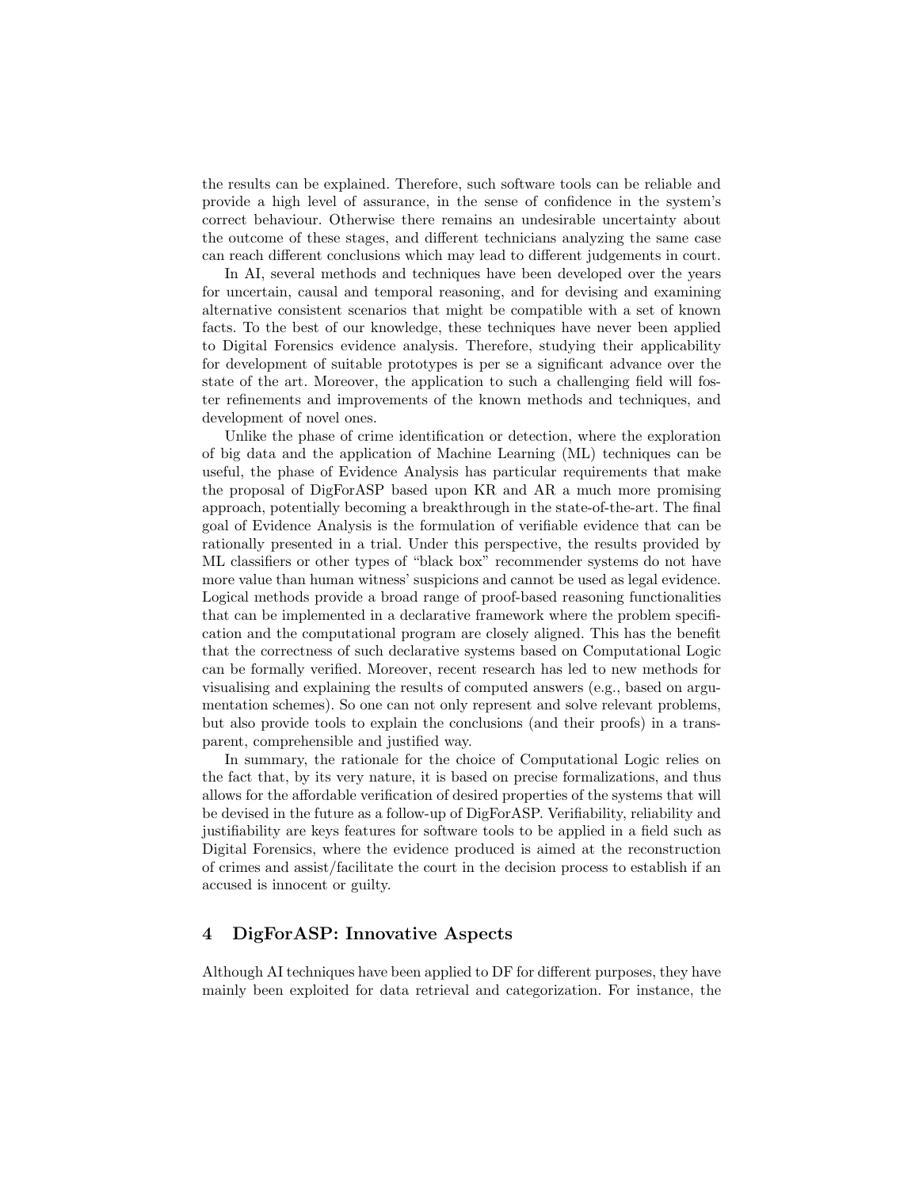the results can be explained. Therefore, such software tools can be reliable and provide a high level of assurance, in the sense of confidence in the system's correct behaviour. Otherwise there remains an undesirable uncertainty about the outcome of these stages, and different technicians analyzing the same case can reach different conclusions which may lead to different judgements in court.

In AI, several methods and techniques have been developed over the years for uncertain, causal and temporal reasoning, and for devising and examining alternative consistent scenarios that might be compatible with a set of known facts. To the best of our knowledge, these techniques have never been applied to Digital Forensics evidence analysis. Therefore, studying their applicability for development of suitable prototypes is per se a significant advance over the state of the art. Moreover, the application to such a challenging field will foster refinements and improvements of the known methods and techniques, and development of novel ones.

Unlike the phase of crime identification or detection, where the exploration of big data and the application of Machine Learning (ML) techniques can be useful, the phase of Evidence Analysis has particular requirements that make the proposal of DigForASP based upon KR and AR a much more promising approach, potentially becoming a breakthrough in the state-of-the-art. The final goal of Evidence Analysis is the formulation of verifiable evidence that can be rationally presented in a trial. Under this perspective, the results provided by ML classifiers or other types of "black box" recommender systems do not have more value than human witness' suspicions and cannot be used as legal evidence. Logical methods provide a broad range of proof-based reasoning functionalities that can be implemented in a declarative framework where the problem specification and the computational program are closely aligned. This has the benefit that the correctness of such declarative systems based on Computational Logic can be formally verified. Moreover, recent research has led to new methods for visualising and explaining the results of computed answers (e.g., based on argumentation schemes). So one can not only represent and solve relevant problems, but also provide tools to explain the conclusions (and their proofs) in a transparent, comprehensible and justified way.

In summary, the rationale for the choice of Computational Logic relies on the fact that, by its very nature, it is based on precise formalizations, and thus allows for the affordable verification of desired properties of the systems that will be devised in the future as a follow-up of DigForASP. Verifiability, reliability and justifiability are keys features for software tools to be applied in a field such as Digital Forensics, where the evidence produced is aimed at the reconstruction of crimes and assist/facilitate the court in the decision process to establish if an accused is innocent or guilty.

## 4 DigForASP: Innovative Aspects

Although AI techniques have been applied to DF for different purposes, they have mainly been exploited for data retrieval and categorization. For instance, the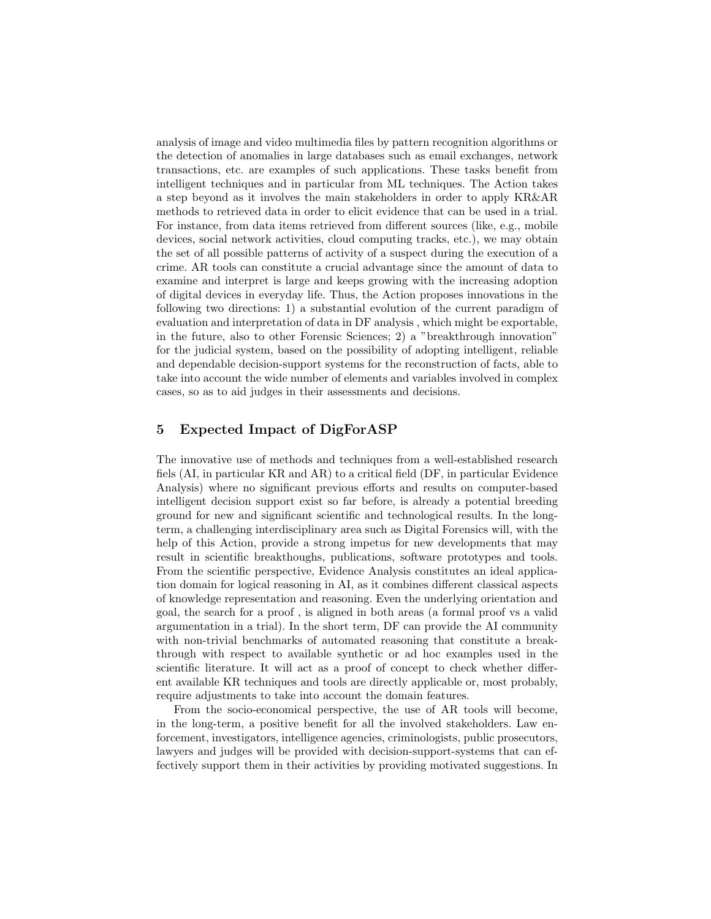analysis of image and video multimedia files by pattern recognition algorithms or the detection of anomalies in large databases such as email exchanges, network transactions, etc. are examples of such applications. These tasks benefit from intelligent techniques and in particular from ML techniques. The Action takes a step beyond as it involves the main stakeholders in order to apply KR&AR methods to retrieved data in order to elicit evidence that can be used in a trial. For instance, from data items retrieved from different sources (like, e.g., mobile devices, social network activities, cloud computing tracks, etc.), we may obtain the set of all possible patterns of activity of a suspect during the execution of a crime. AR tools can constitute a crucial advantage since the amount of data to examine and interpret is large and keeps growing with the increasing adoption of digital devices in everyday life. Thus, the Action proposes innovations in the following two directions: 1) a substantial evolution of the current paradigm of evaluation and interpretation of data in DF analysis , which might be exportable, in the future, also to other Forensic Sciences; 2) a "breakthrough innovation" for the judicial system, based on the possibility of adopting intelligent, reliable and dependable decision-support systems for the reconstruction of facts, able to take into account the wide number of elements and variables involved in complex cases, so as to aid judges in their assessments and decisions.

## 5 Expected Impact of DigForASP

The innovative use of methods and techniques from a well-established research fiels (AI, in particular KR and AR) to a critical field (DF, in particular Evidence Analysis) where no significant previous efforts and results on computer-based intelligent decision support exist so far before, is already a potential breeding ground for new and significant scientific and technological results. In the long-term, a challenging interdisciplinary area such as Digital Forensics will, with the help of this Action, provide a strong impetus for new developments that may result in scientific breakthoughs, publications, software prototypes and tools. From the scientific perspective, Evidence Analysis constitutes an ideal application domain for logical reasoning in AI, as it combines different classical aspects of knowledge representation and reasoning. Even the underlying orientation and goal, the search for a proof , is aligned in both areas (a formal proof vs a valid argumentation in a trial). In the short term, DF can provide the AI community with non-trivial benchmarks of automated reasoning that constitute a breakthrough with respect to available synthetic or ad hoc examples used in the scientific literature. It will act as a proof of concept to check whether different available KR techniques and tools are directly applicable or, most probably, require adjustments to take into account the domain features.

From the socio-economical perspective, the use of AR tools will become, in the long-term, a positive benefit for all the involved stakeholders. Law enforcement, investigators, intelligence agencies, criminologists, public prosecutors, lawyers and judges will be provided with decision-support-systems that can effectively support them in their activities by providing motivated suggestions. In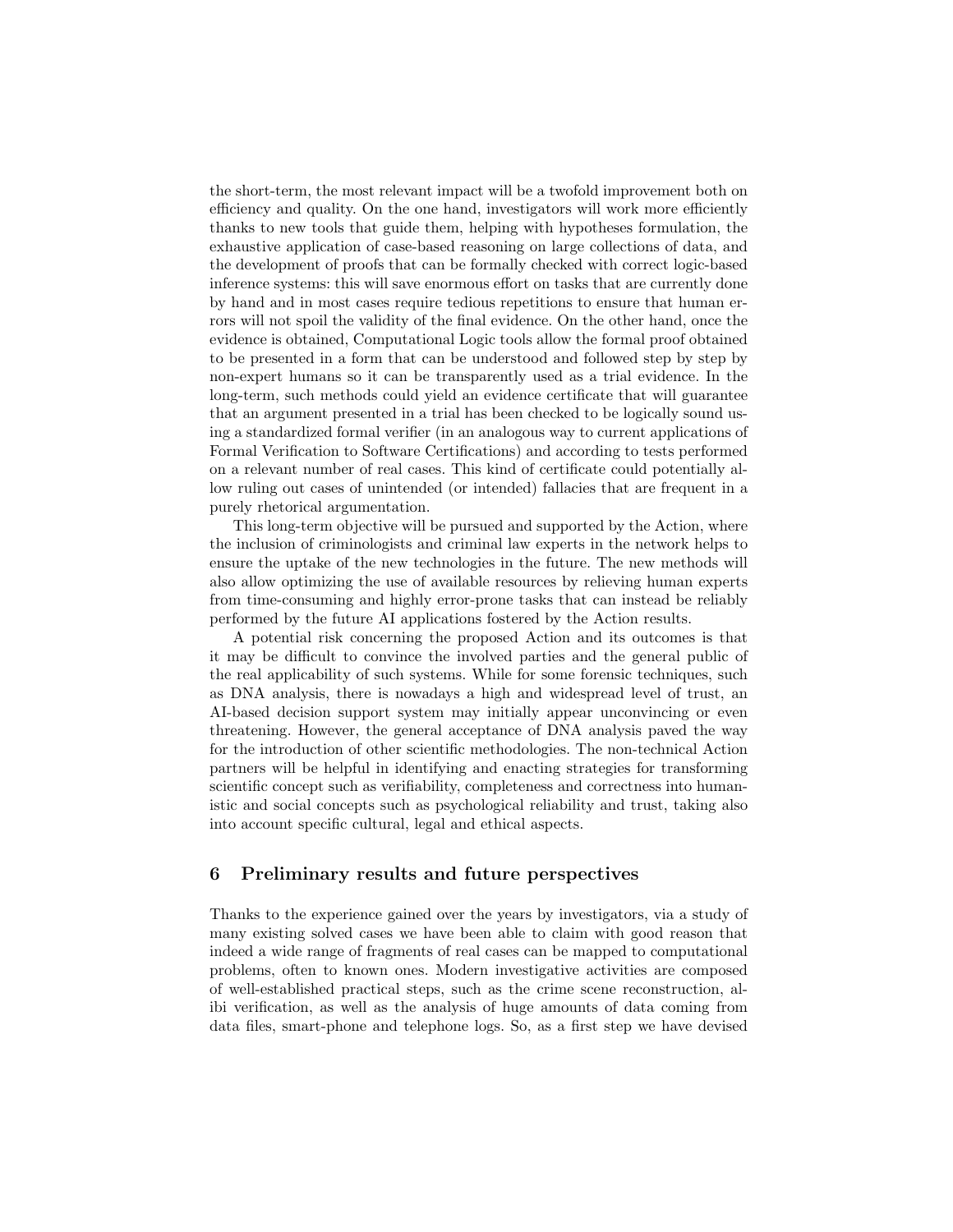the short-term, the most relevant impact will be a twofold improvement both on efficiency and quality. On the one hand, investigators will work more efficiently thanks to new tools that guide them, helping with hypotheses formulation, the exhaustive application of case-based reasoning on large collections of data, and the development of proofs that can be formally checked with correct logic-based inference systems: this will save enormous effort on tasks that are currently done by hand and in most cases require tedious repetitions to ensure that human errors will not spoil the validity of the final evidence. On the other hand, once the evidence is obtained, Computational Logic tools allow the formal proof obtained to be presented in a form that can be understood and followed step by step by non-expert humans so it can be transparently used as a trial evidence. In the long-term, such methods could yield an evidence certificate that will guarantee that an argument presented in a trial has been checked to be logically sound using a standardized formal verifier (in an analogous way to current applications of Formal Verification to Software Certifications) and according to tests performed on a relevant number of real cases. This kind of certificate could potentially allow ruling out cases of unintended (or intended) fallacies that are frequent in a purely rhetorical argumentation.

This long-term objective will be pursued and supported by the Action, where the inclusion of criminologists and criminal law experts in the network helps to ensure the uptake of the new technologies in the future. The new methods will also allow optimizing the use of available resources by relieving human experts from time-consuming and highly error-prone tasks that can instead be reliably performed by the future AI applications fostered by the Action results.

A potential risk concerning the proposed Action and its outcomes is that it may be difficult to convince the involved parties and the general public of the real applicability of such systems. While for some forensic techniques, such as DNA analysis, there is nowadays a high and widespread level of trust, an AI-based decision support system may initially appear unconvincing or even threatening. However, the general acceptance of DNA analysis paved the way for the introduction of other scientific methodologies. The non-technical Action partners will be helpful in identifying and enacting strategies for transforming scientific concept such as verifiability, completeness and correctness into humanistic and social concepts such as psychological reliability and trust, taking also into account specific cultural, legal and ethical aspects.

## 6 Preliminary results and future perspectives

Thanks to the experience gained over the years by investigators, via a study of many existing solved cases we have been able to claim with good reason that indeed a wide range of fragments of real cases can be mapped to computational problems, often to known ones. Modern investigative activities are composed of well-established practical steps, such as the crime scene reconstruction, alibi verification, as well as the analysis of huge amounts of data coming from data files, smart-phone and telephone logs. So, as a first step we have devised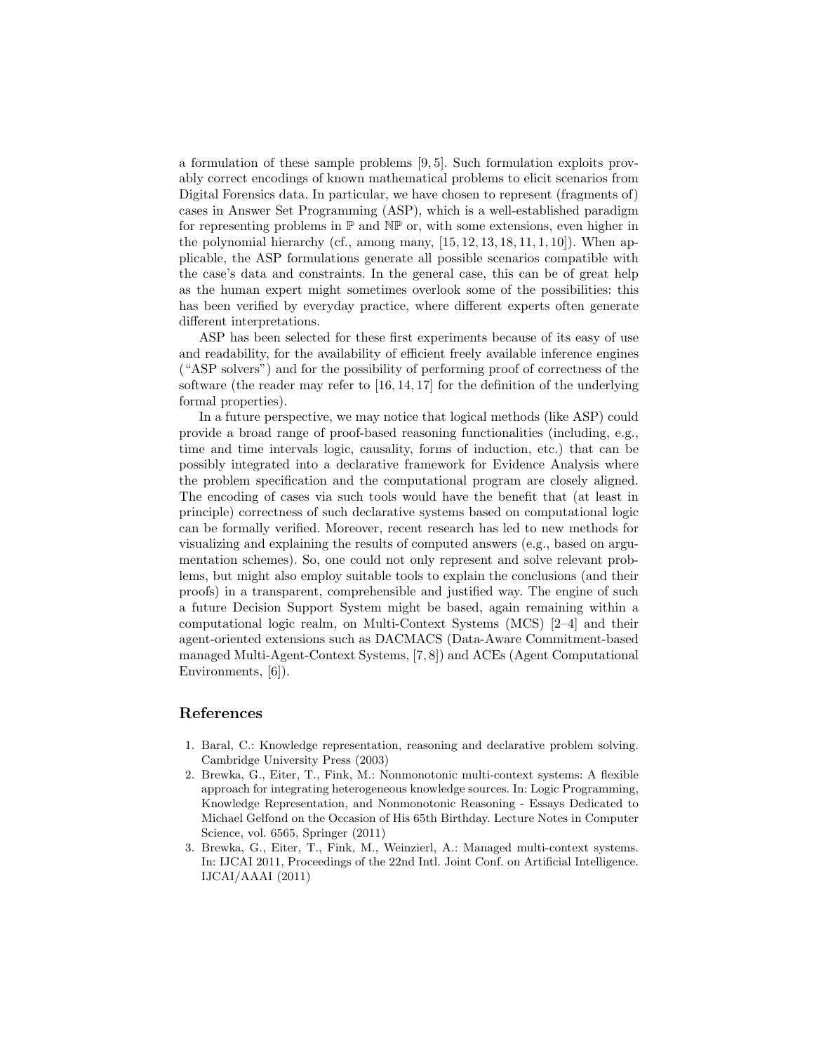a formulation of these sample problems [9, 5]. Such formulation exploits provably correct encodings of known mathematical problems to elicit scenarios from Digital Forensics data. In particular, we have chosen to represent (fragments of) cases in Answer Set Programming (ASP), which is a well-established paradigm for representing problems in $\mathbb{P}$ and $\mathbb{NP}$ or, with some extensions, even higher in the polynomial hierarchy (cf., among many, [15, 12, 13, 18, 11, 1, 10]). When applicable, the ASP formulations generate all possible scenarios compatible with the case's data and constraints. In the general case, this can be of great help as the human expert might sometimes overlook some of the possibilities: this has been verified by everyday practice, where different experts often generate different interpretations.

ASP has been selected for these first experiments because of its easy of use and readability, for the availability of efficient freely available inference engines ("ASP solvers") and for the possibility of performing proof of correctness of the software (the reader may refer to [16, 14, 17] for the definition of the underlying formal properties).

In a future perspective, we may notice that logical methods (like ASP) could provide a broad range of proof-based reasoning functionalities (including, e.g., time and time intervals logic, causality, forms of induction, etc.) that can be possibly integrated into a declarative framework for Evidence Analysis where the problem specification and the computational program are closely aligned. The encoding of cases via such tools would have the benefit that (at least in principle) correctness of such declarative systems based on computational logic can be formally verified. Moreover, recent research has led to new methods for visualizing and explaining the results of computed answers (e.g., based on argumentation schemes). So, one could not only represent and solve relevant problems, but might also employ suitable tools to explain the conclusions (and their proofs) in a transparent, comprehensible and justified way. The engine of such a future Decision Support System might be based, again remaining within a computational logic realm, on Multi-Context Systems (MCS) [2–4] and their agent-oriented extensions such as DACMACS (Data-Aware Commitment-based managed Multi-Agent-Context Systems, [7, 8]) and ACEs (Agent Computational Environments, [6]).

## References

1. Baral, C.: Knowledge representation, reasoning and declarative problem solving. Cambridge University Press (2003)
2. Brewka, G., Eiter, T., Fink, M.: Nonmonotonic multi-context systems: A flexible approach for integrating heterogeneous knowledge sources. In: Logic Programming, Knowledge Representation, and Nonmonotonic Reasoning - Essays Dedicated to Michael Gelfond on the Occasion of His 65th Birthday. Lecture Notes in Computer Science, vol. 6565, Springer (2011)
3. Brewka, G., Eiter, T., Fink, M., Weinzierl, A.: Managed multi-context systems. In: IJCAI 2011, Proceedings of the 22nd Intl. Joint Conf. on Artificial Intelligence. IJCAI/AAAI (2011)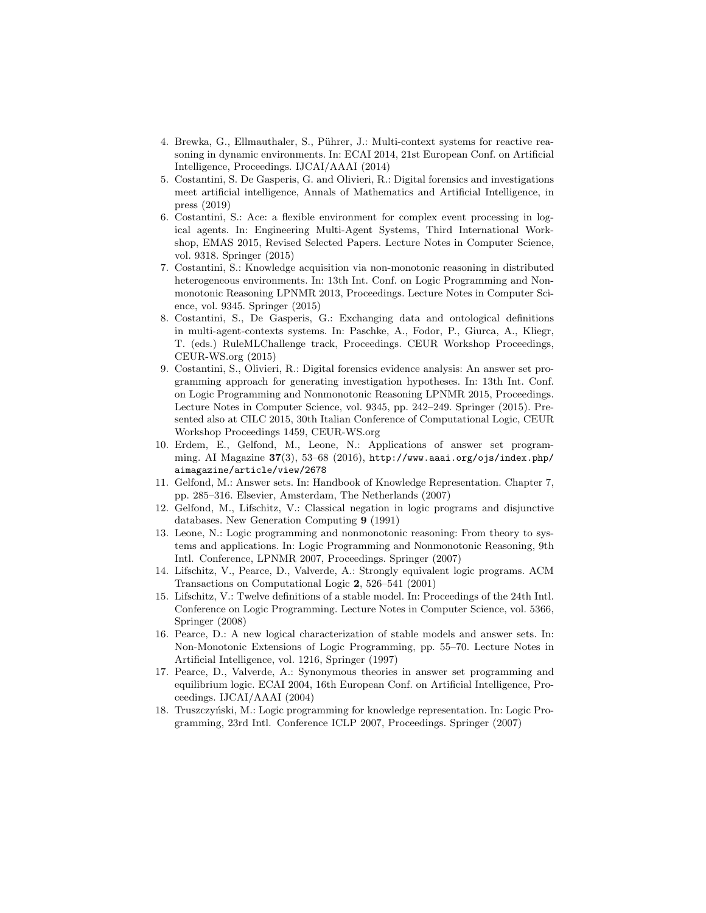4. Brewka, G., Ellmauthaler, S., Pührer, J.: Multi-context systems for reactive reasoning in dynamic environments. In: ECAI 2014, 21st European Conf. on Artificial Intelligence, Proceedings. IJCAI/AAAI (2014)
5. Costantini, S. De Gasperis, G. and Olivieri, R.: Digital forensics and investigations meet artificial intelligence, Annals of Mathematics and Artificial Intelligence, in press (2019)
6. Costantini, S.: Ace: a flexible environment for complex event processing in logical agents. In: Engineering Multi-Agent Systems, Third International Workshop, EMAS 2015, Revised Selected Papers. Lecture Notes in Computer Science, vol. 9318. Springer (2015)
7. Costantini, S.: Knowledge acquisition via non-monotonic reasoning in distributed heterogeneous environments. In: 13th Int. Conf. on Logic Programming and Nonmonotonic Reasoning LPNMR 2013, Proceedings. Lecture Notes in Computer Science, vol. 9345. Springer (2015)
8. Costantini, S., De Gasperis, G.: Exchanging data and ontological definitions in multi-agent-contexts systems. In: Paschke, A., Fodor, P., Giurca, A., Kliegr, T. (eds.) RuleMLChallenge track, Proceedings. CEUR Workshop Proceedings, CEUR-WS.org (2015)
9. Costantini, S., Olivieri, R.: Digital forensics evidence analysis: An answer set programming approach for generating investigation hypotheses. In: 13th Int. Conf. on Logic Programming and Nonmonotonic Reasoning LPNMR 2015, Proceedings. Lecture Notes in Computer Science, vol. 9345, pp. 242–249. Springer (2015). Presented also at CILC 2015, 30th Italian Conference of Computational Logic, CEUR Workshop Proceedings 1459, CEUR-WS.org
10. Erdem, E., Gelfond, M., Leone, N.: Applications of answer set programming. AI Magazine **37**(3), 53–68 (2016), http://www.aaai.org/ojs/index.php/aimagazine/article/view/2678
11. Gelfond, M.: Answer sets. In: Handbook of Knowledge Representation. Chapter 7, pp. 285–316. Elsevier, Amsterdam, The Netherlands (2007)
12. Gelfond, M., Lifschitz, V.: Classical negation in logic programs and disjunctive databases. New Generation Computing **9** (1991)
13. Leone, N.: Logic programming and nonmonotonic reasoning: From theory to systems and applications. In: Logic Programming and Nonmonotonic Reasoning, 9th Intl. Conference, LPNMR 2007, Proceedings. Springer (2007)
14. Lifschitz, V., Pearce, D., Valverde, A.: Strongly equivalent logic programs. ACM Transactions on Computational Logic **2**, 526–541 (2001)
15. Lifschitz, V.: Twelve definitions of a stable model. In: Proceedings of the 24th Intl. Conference on Logic Programming. Lecture Notes in Computer Science, vol. 5366, Springer (2008)
16. Pearce, D.: A new logical characterization of stable models and answer sets. In: Non-Monotonic Extensions of Logic Programming, pp. 55–70. Lecture Notes in Artificial Intelligence, vol. 1216, Springer (1997)
17. Pearce, D., Valverde, A.: Synonymous theories in answer set programming and equilibrium logic. ECAI 2004, 16th European Conf. on Artificial Intelligence, Proceedings. IJCAI/AAAI (2004)
18. Truszczyński, M.: Logic programming for knowledge representation. In: Logic Programming, 23rd Intl. Conference ICLP 2007, Proceedings. Springer (2007)